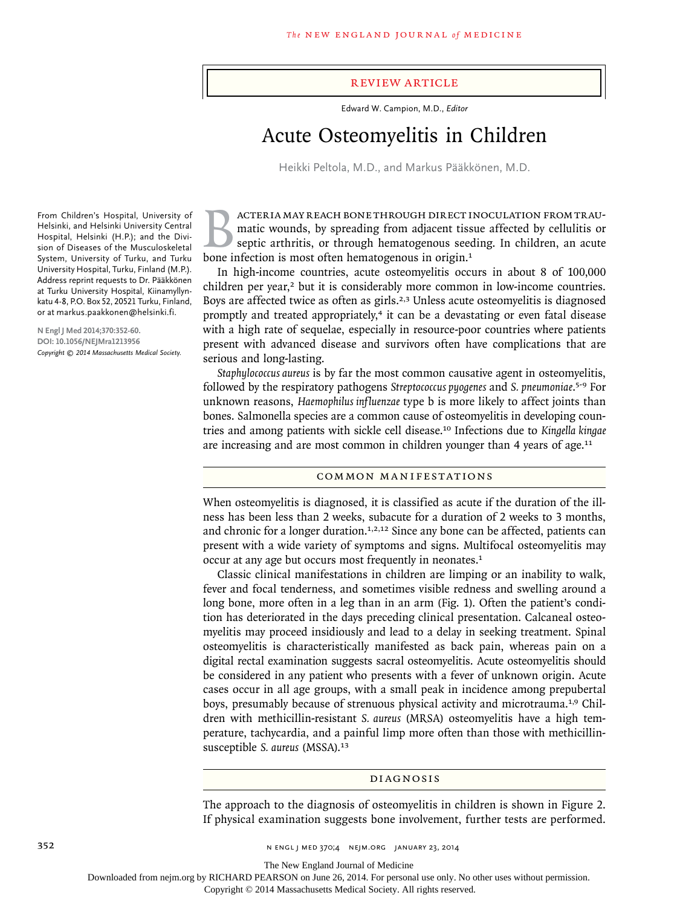Review Article

Edward W. Campion, M.D., *Editor*

# Acute Osteomyelitis in Children

Heikki Peltola, M.D., and Markus Pääkkönen, M.D.

From Children's Hospital, University of Helsinki, and Helsinki University Central Hospital, Helsinki (H.P.); and the Division of Diseases of the Musculoskeletal System, University of Turku, and Turku University Hospital, Turku, Finland (M.P.). Address reprint requests to Dr. Pääkkönen at Turku University Hospital, Kiinamyllynkatu 4-8, P.O. Box 52, 20521 Turku, Finland, or at markus.paakkonen@helsinki.fi.

N Engl J Med 2014;370:352-60.
DOI: 10.1056/NEJMra1213956
*Copyright © 2014 Massachusetts Medical Society.*

Bacteria may reach bone through direct inoculation from traumatic wounds, by spreading from adjacent tissue affected by cellulitis or septic arthritis, or through hematogenous seeding. In children, an acute bone infection is most often hematogenous in origin.[1]

In high-income countries, acute osteomyelitis occurs in about 8 of 100,000 children per year,[2] but it is considerably more common in low-income countries. Boys are affected twice as often as girls.[2,3] Unless acute osteomyelitis is diagnosed promptly and treated appropriately,[4] it can be a devastating or even fatal disease with a high rate of sequelae, especially in resource-poor countries where patients present with advanced disease and survivors often have complications that are serious and long-lasting.

*Staphylococcus aureus* is by far the most common causative agent in osteomyelitis, followed by the respiratory pathogens *Streptococcus pyogenes* and *S. pneumoniae*.[5-9] For unknown reasons, *Haemophilus influenzae* type b is more likely to affect joints than bones. Salmonella species are a common cause of osteomyelitis in developing countries and among patients with sickle cell disease.[10] Infections due to *Kingella kingae* are increasing and are most common in children younger than 4 years of age.[11]

## Common Manifestations

When osteomyelitis is diagnosed, it is classified as acute if the duration of the illness has been less than 2 weeks, subacute for a duration of 2 weeks to 3 months, and chronic for a longer duration.[1,2,12] Since any bone can be affected, patients can present with a wide variety of symptoms and signs. Multifocal osteomyelitis may occur at any age but occurs most frequently in neonates.[1]

Classic clinical manifestations in children are limping or an inability to walk, fever and focal tenderness, and sometimes visible redness and swelling around a long bone, more often in a leg than in an arm (Fig. 1). Often the patient's condition has deteriorated in the days preceding clinical presentation. Calcaneal osteomyelitis may proceed insidiously and lead to a delay in seeking treatment. Spinal osteomyelitis is characteristically manifested as back pain, whereas pain on a digital rectal examination suggests sacral osteomyelitis. Acute osteomyelitis should be considered in any patient who presents with a fever of unknown origin. Acute cases occur in all age groups, with a small peak in incidence among prepubertal boys, presumably because of strenuous physical activity and microtrauma.[1,9] Children with methicillin-resistant *S. aureus* (MRSA) osteomyelitis have a high temperature, tachycardia, and a painful limp more often than those with methicillin-susceptible *S. aureus* (MSSA).[13]

## Diagnosis

The approach to the diagnosis of osteomyelitis in children is shown in Figure 2. If physical examination suggests bone involvement, further tests are performed.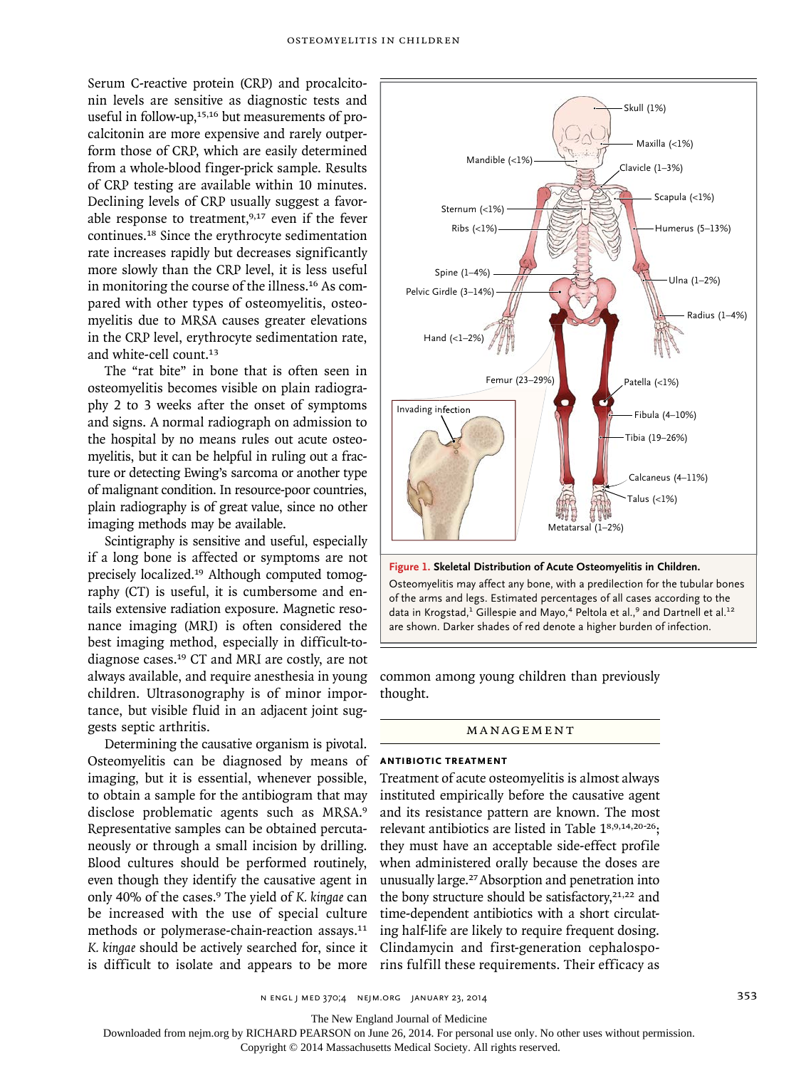Serum C-reactive protein (CRP) and procalcitonin levels are sensitive as diagnostic tests and useful in follow-up,[15,16] but measurements of procalcitonin are more expensive and rarely outperform those of CRP, which are easily determined from a whole-blood finger-prick sample. Results of CRP testing are available within 10 minutes. Declining levels of CRP usually suggest a favorable response to treatment,[9,17] even if the fever continues.[18] Since the erythrocyte sedimentation rate increases rapidly but decreases significantly more slowly than the CRP level, it is less useful in monitoring the course of the illness.[16] As compared with other types of osteomyelitis, osteomyelitis due to MRSA causes greater elevations in the CRP level, erythrocyte sedimentation rate, and white-cell count.[13]

The "rat bite" in bone that is often seen in osteomyelitis becomes visible on plain radiography 2 to 3 weeks after the onset of symptoms and signs. A normal radiograph on admission to the hospital by no means rules out acute osteomyelitis, but it can be helpful in ruling out a fracture or detecting Ewing's sarcoma or another type of malignant condition. In resource-poor countries, plain radiography is of great value, since no other imaging methods may be available.

Scintigraphy is sensitive and useful, especially if a long bone is affected or symptoms are not precisely localized.[19] Although computed tomography (CT) is useful, it is cumbersome and entails extensive radiation exposure. Magnetic resonance imaging (MRI) is often considered the best imaging method, especially in difficult-to-diagnose cases.[19] CT and MRI are costly, are not always available, and require anesthesia in young children. Ultrasonography is of minor importance, but visible fluid in an adjacent joint suggests septic arthritis.

Determining the causative organism is pivotal. Osteomyelitis can be diagnosed by means of imaging, but it is essential, whenever possible, to obtain a sample for the antibiogram that may disclose problematic agents such as MRSA.[9] Representative samples can be obtained percutaneously or through a small incision by drilling. Blood cultures should be performed routinely, even though they identify the causative agent in only 40% of the cases.[9] The yield of *K. kingae* can be increased with the use of special culture methods or polymerase-chain-reaction assays.[11] *K. kingae* should be actively searched for, since it is difficult to isolate and appears to be more common among young children than previously thought.

Skull (1%)
Maxilla (<1%)
Mandible (<1%)
Clavicle (1–3%)
Scapula (<1%)
Sternum (<1%)
Ribs (<1%)
Humerus (5–13%)
Spine (1–4%)
Pelvic Girdle (3–14%)
Ulna (1–2%)
Radius (1–4%)
Hand (<1–2%)
Femur (23–29%)
Patella (<1%)
Invading infection
Fibula (4–10%)
Tibia (19–26%)
Calcaneus (4–11%)
Talus (<1%)
Metatarsal (1–2%)

**Figure 1. Skeletal Distribution of Acute Osteomyelitis in Children.**

Osteomyelitis may affect any bone, with a predilection for the tubular bones of the arms and legs. Estimated percentages of all cases according to the data in Krogstad,[1] Gillespie and Mayo,[4] Peltola et al.,[9] and Dartnell et al.[12] are shown. Darker shades of red denote a higher burden of infection.

## MANAGEMENT

### ANTIBIOTIC TREATMENT

Treatment of acute osteomyelitis is almost always instituted empirically before the causative agent and its resistance pattern are known. The most relevant antibiotics are listed in Table 1[8,9,14,20-26]; they must have an acceptable side-effect profile when administered orally because the doses are unusually large.[27] Absorption and penetration into the bony structure should be satisfactory,[21,22] and time-dependent antibiotics with a short circulating half-life are likely to require frequent dosing. Clindamycin and first-generation cephalosporins fulfill these requirements. Their efficacy as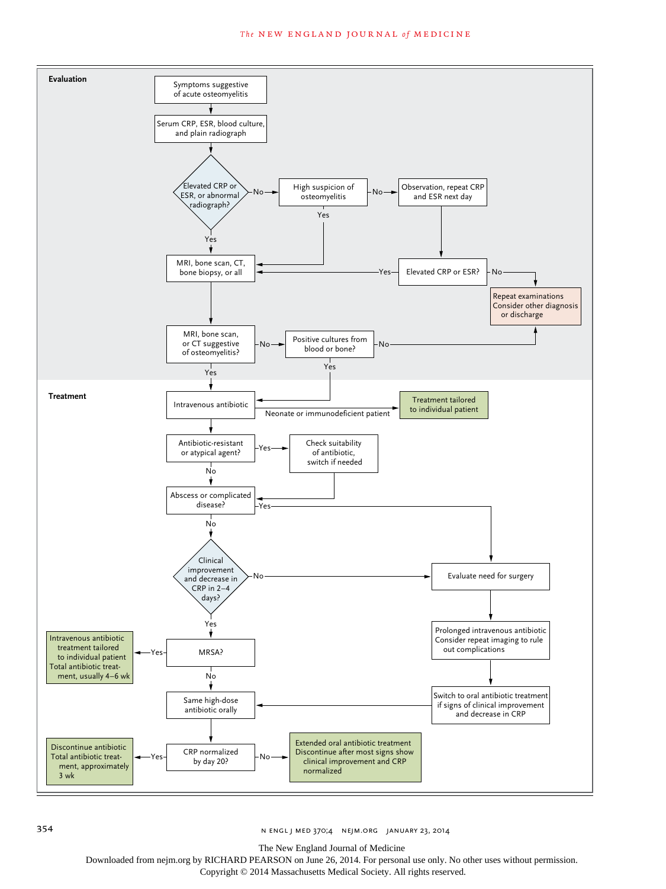**Evaluation**

- Symptoms suggestive of acute osteomyelitis
  - → Serum CRP, ESR, blood culture, and plain radiograph
  - → Elevated CRP or ESR, or abnormal radiograph?
    - Yes → MRI, bone scan, CT, bone biopsy, or all
    - No → High suspicion of osteomyelitis
      - Yes → MRI, bone scan, CT, bone biopsy, or all
      - No → Observation, repeat CRP and ESR next day
        - → Elevated CRP or ESR?
          - Yes → MRI, bone scan, CT, bone biopsy, or all
          - No → Repeat examinations. Consider other diagnosis or discharge
- MRI, bone scan, CT, bone biopsy, or all
  - → MRI, bone scan, or CT suggestive of osteomyelitis?
    - Yes → Intravenous antibiotic
    - No → Positive cultures from blood or bone?
      - Yes → Intravenous antibiotic
      - No → Repeat examinations. Consider other diagnosis or discharge

**Treatment**

- Intravenous antibiotic
  - Neonate or immunodeficient patient → Treatment tailored to individual patient
  - → Antibiotic-resistant or atypical agent?
    - Yes → Check suitability of antibiotic, switch if needed → Abscess or complicated disease?
    - No → Abscess or complicated disease?
- Abscess or complicated disease?
  - Yes → Evaluate need for surgery
  - No → Clinical improvement and decrease in CRP in 2–4 days?
    - No → Evaluate need for surgery
    - Yes → MRSA?
- Evaluate need for surgery
  - → Prolonged intravenous antibiotic. Consider repeat imaging to rule out complications
  - → Switch to oral antibiotic treatment if signs of clinical improvement and decrease in CRP
  - → Same high-dose antibiotic orally
- MRSA?
  - Yes → Intravenous antibiotic treatment tailored to individual patient. Total antibiotic treatment, usually 4–6 wk
  - No → Same high-dose antibiotic orally
- Same high-dose antibiotic orally
  - → CRP normalized by day 20?
    - Yes → Discontinue antibiotic. Total antibiotic treatment, approximately 3 wk
    - No → Extended oral antibiotic treatment. Discontinue after most signs show clinical improvement and CRP normalized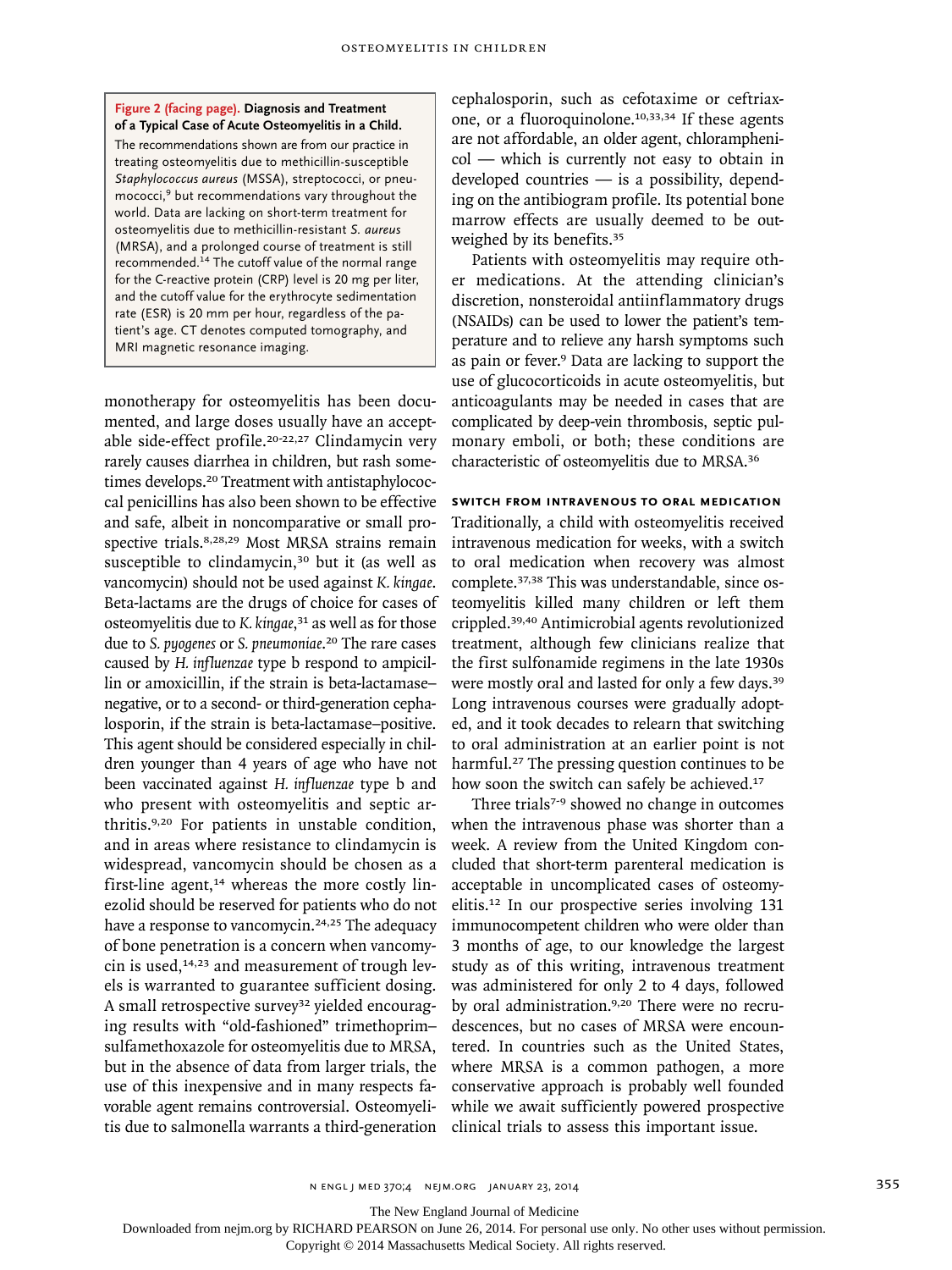**Figure 2 (facing page). Diagnosis and Treatment of a Typical Case of Acute Osteomyelitis in a Child.**

The recommendations shown are from our practice in treating osteomyelitis due to methicillin-susceptible *Staphylococcus aureus* (MSSA), streptococci, or pneumococci,[9] but recommendations vary throughout the world. Data are lacking on short-term treatment for osteomyelitis due to methicillin-resistant *S. aureus* (MRSA), and a prolonged course of treatment is still recommended.[14] The cutoff value of the normal range for the C-reactive protein (CRP) level is 20 mg per liter, and the cutoff value for the erythrocyte sedimentation rate (ESR) is 20 mm per hour, regardless of the patient's age. CT denotes computed tomography, and MRI magnetic resonance imaging.

monotherapy for osteomyelitis has been documented, and large doses usually have an acceptable side-effect profile.[20-22,27] Clindamycin very rarely causes diarrhea in children, but rash sometimes develops.[20] Treatment with antistaphylococcal penicillins has also been shown to be effective and safe, albeit in noncomparative or small prospective trials.[8,28,29] Most MRSA strains remain susceptible to clindamycin,[30] but it (as well as vancomycin) should not be used against *K. kingae*. Beta-lactams are the drugs of choice for cases of osteomyelitis due to *K. kingae*,[31] as well as for those due to *S. pyogenes* or *S. pneumoniae*.[20] The rare cases caused by *H. influenzae* type b respond to ampicillin or amoxicillin, if the strain is beta-lactamase–negative, or to a second- or third-generation cephalosporin, if the strain is beta-lactamase–positive. This agent should be considered especially in children younger than 4 years of age who have not been vaccinated against *H. influenzae* type b and who present with osteomyelitis and septic arthritis.[9,20] For patients in unstable condition, and in areas where resistance to clindamycin is widespread, vancomycin should be chosen as a first-line agent,[14] whereas the more costly linezolid should be reserved for patients who do not have a response to vancomycin.[24,25] The adequacy of bone penetration is a concern when vancomycin is used,[14,23] and measurement of trough levels is warranted to guarantee sufficient dosing. A small retrospective survey[32] yielded encouraging results with "old-fashioned" trimethoprim–sulfamethoxazole for osteomyelitis due to MRSA, but in the absence of data from larger trials, the use of this inexpensive and in many respects favorable agent remains controversial. Osteomyelitis due to salmonella warrants a third-generation cephalosporin, such as cefotaxime or ceftriaxone, or a fluoroquinolone.[10,33,34] If these agents are not affordable, an older agent, chloramphenicol — which is currently not easy to obtain in developed countries — is a possibility, depending on the antibiogram profile. Its potential bone marrow effects are usually deemed to be outweighed by its benefits.[35]

Patients with osteomyelitis may require other medications. At the attending clinician's discretion, nonsteroidal antiinflammatory drugs (NSAIDs) can be used to lower the patient's temperature and to relieve any harsh symptoms such as pain or fever.[9] Data are lacking to support the use of glucocorticoids in acute osteomyelitis, but anticoagulants may be needed in cases that are complicated by deep-vein thrombosis, septic pulmonary emboli, or both; these conditions are characteristic of osteomyelitis due to MRSA.[36]

### SWITCH FROM INTRAVENOUS TO ORAL MEDICATION

Traditionally, a child with osteomyelitis received intravenous medication for weeks, with a switch to oral medication when recovery was almost complete.[37,38] This was understandable, since osteomyelitis killed many children or left them crippled.[39,40] Antimicrobial agents revolutionized treatment, although few clinicians realize that the first sulfonamide regimens in the late 1930s were mostly oral and lasted for only a few days.[39] Long intravenous courses were gradually adopted, and it took decades to relearn that switching to oral administration at an earlier point is not harmful.[27] The pressing question continues to be how soon the switch can safely be achieved.[17]

Three trials[7-9] showed no change in outcomes when the intravenous phase was shorter than a week. A review from the United Kingdom concluded that short-term parenteral medication is acceptable in uncomplicated cases of osteomyelitis.[12] In our prospective series involving 131 immunocompetent children who were older than 3 months of age, to our knowledge the largest study as of this writing, intravenous treatment was administered for only 2 to 4 days, followed by oral administration.[9,20] There were no recrudescences, but no cases of MRSA were encountered. In countries such as the United States, where MRSA is a common pathogen, a more conservative approach is probably well founded while we await sufficiently powered prospective clinical trials to assess this important issue.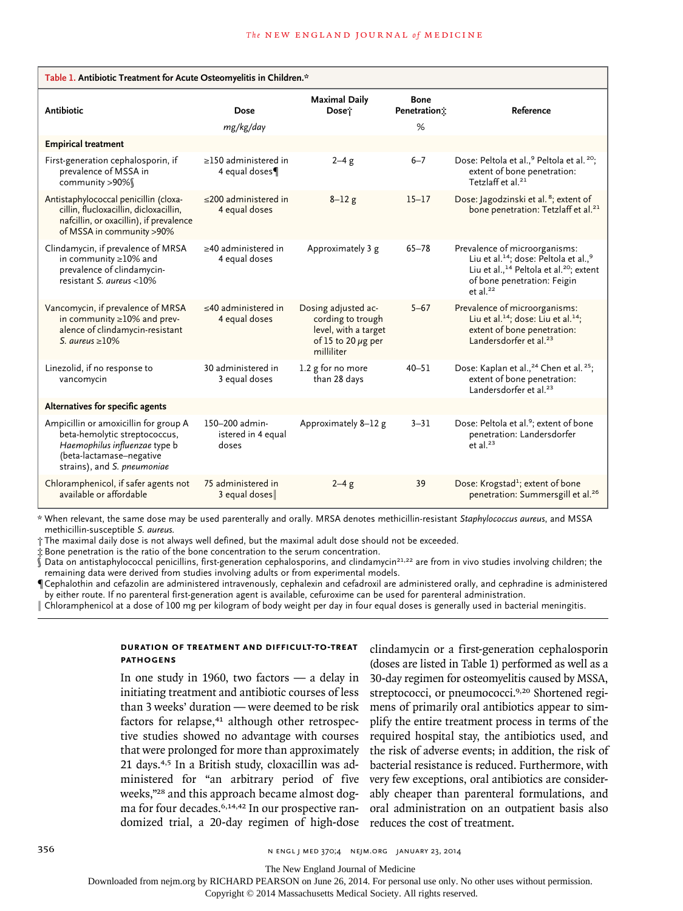**Table 1.** Antibiotic Treatment for Acute Osteomyelitis in Children.*

| Antibiotic | Dose | Maximal Daily Dose† | Bone Penetration‡ | Reference |
|---|---|---|---|---|
| | *mg/kg/day* | | *%* | |
| **Empirical treatment** | | | | |
| First-generation cephalosporin, if prevalence of MSSA in community >90%§ | ≥150 administered in 4 equal doses¶ | 2–4 g | 6–7 | Dose: Peltola et al.,[9] Peltola et al.[20]; extent of bone penetration: Tetzlaff et al.[21] |
| Antistaphylococcal penicillin (cloxacillin, flucloxacillin, dicloxacillin, nafcillin, or oxacillin), if prevalence of MSSA in community >90% | ≤200 administered in 4 equal doses | 8–12 g | 15–17 | Dose: Jagodzinski et al.[8]; extent of bone penetration: Tetzlaff et al.[21] |
| Clindamycin, if prevalence of MRSA in community ≥10% and prevalence of clindamycin-resistant *S. aureus* <10% | ≥40 administered in 4 equal doses | Approximately 3 g | 65–78 | Prevalence of microorganisms: Liu et al.[14]; dose: Peltola et al.,[9] Liu et al.,[14] Peltola et al.[20]; extent of bone penetration: Feigin et al.[22] |
| Vancomycin, if prevalence of MRSA in community ≥10% and prevalence of clindamycin-resistant *S. aureus* ≥10% | ≤40 administered in 4 equal doses | Dosing adjusted according to trough level, with a target of 15 to 20 μg per milliliter | 5–67 | Prevalence of microorganisms: Liu et al.[14]; dose: Liu et al.[14]; extent of bone penetration: Landersdorfer et al.[23] |
| Linezolid, if no response to vancomycin | 30 administered in 3 equal doses | 1.2 g for no more than 28 days | 40–51 | Dose: Kaplan et al.,[24] Chen et al.[25]; extent of bone penetration: Landersdorfer et al.[23] |
| **Alternatives for specific agents** | | | | |
| Ampicillin or amoxicillin for group A beta-hemolytic streptococcus, *Haemophilus influenzae* type b (beta-lactamase–negative strains), and *S. pneumoniae* | 150–200 administered in 4 equal doses | Approximately 8–12 g | 3–31 | Dose: Peltola et al.[9]; extent of bone penetration: Landersdorfer et al.[23] |
| Chloramphenicol, if safer agents not available or affordable | 75 administered in 3 equal doses‖ | 2–4 g | 39 | Dose: Krogstad[1]; extent of bone penetration: Summersgill et al.[26] |

\* When relevant, the same dose may be used parenterally and orally. MRSA denotes methicillin-resistant *Staphylococcus aureus*, and MSSA methicillin-susceptible *S. aureus*.

† The maximal daily dose is not always well defined, but the maximal adult dose should not be exceeded.

‡ Bone penetration is the ratio of the bone concentration to the serum concentration.

§ Data on antistaphylococcal penicillins, first-generation cephalosporins, and clindamycin[21,22] are from in vivo studies involving children; the remaining data were derived from studies involving adults or from experimental models.

¶ Cephalothin and cefazolin are administered intravenously, cephalexin and cefadroxil are administered orally, and cephradine is administered by either route. If no parenteral first-generation agent is available, cefuroxime can be used for parenteral administration.

‖ Chloramphenicol at a dose of 100 mg per kilogram of body weight per day in four equal doses is generally used in bacterial meningitis.

### DURATION OF TREATMENT AND DIFFICULT-TO-TREAT PATHOGENS

In one study in 1960, two factors — a delay in initiating treatment and antibiotic courses of less than 3 weeks' duration — were deemed to be risk factors for relapse,[41] although other retrospective studies showed no advantage with courses that were prolonged for more than approximately 21 days.[4,5] In a British study, cloxacillin was administered for "an arbitrary period of five weeks,"[28] and this approach became almost dogma for four decades.[6,14,42] In our prospective randomized trial, a 20-day regimen of high-dose clindamycin or a first-generation cephalosporin (doses are listed in Table 1) performed as well as a 30-day regimen for osteomyelitis caused by MSSA, streptococci, or pneumococci.[9,20] Shortened regimens of primarily oral antibiotics appear to simplify the entire treatment process in terms of the required hospital stay, the antibiotics used, and the risk of adverse events; in addition, the risk of bacterial resistance is reduced. Furthermore, with very few exceptions, oral antibiotics are considerably cheaper than parenteral formulations, and oral administration on an outpatient basis also reduces the cost of treatment.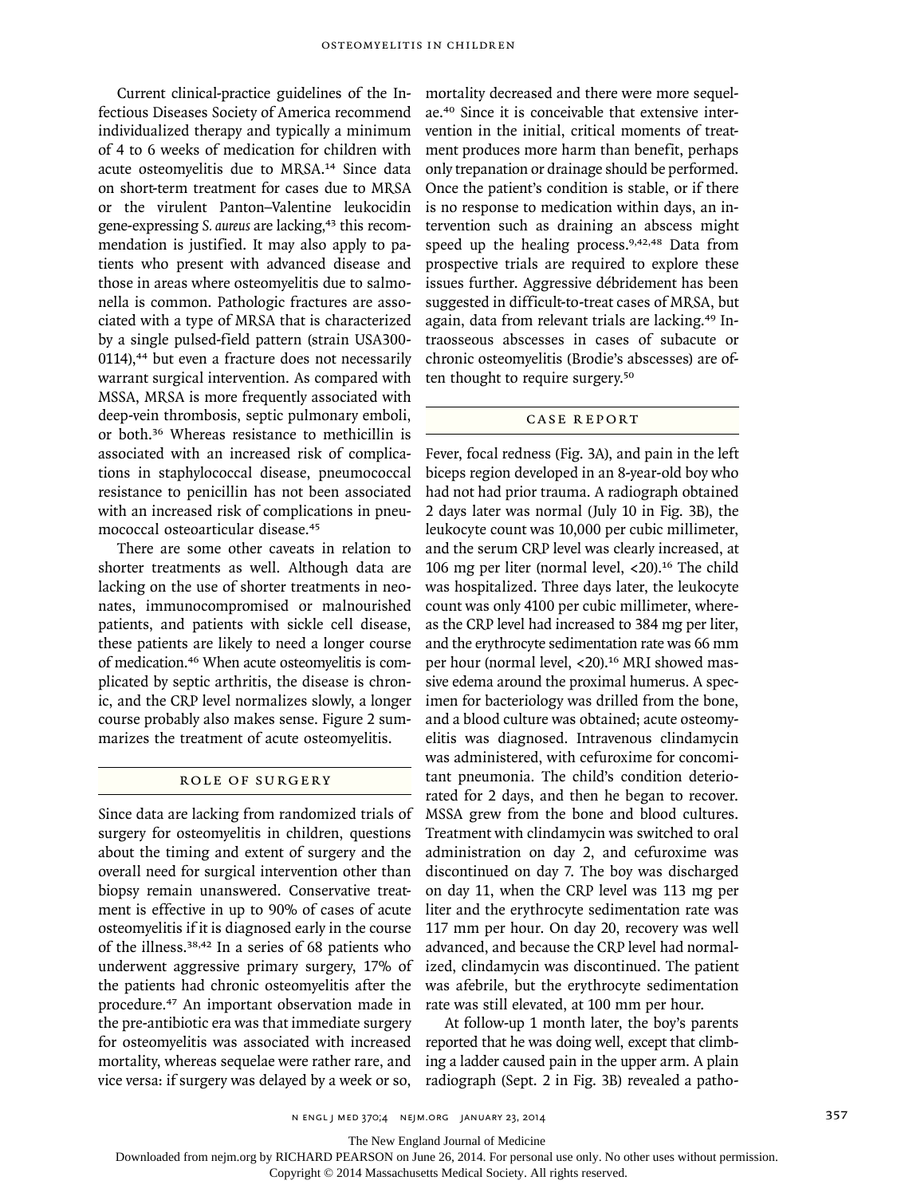Current clinical-practice guidelines of the Infectious Diseases Society of America recommend individualized therapy and typically a minimum of 4 to 6 weeks of medication for children with acute osteomyelitis due to MRSA.[14] Since data on short-term treatment for cases due to MRSA or the virulent Panton–Valentine leukocidin gene-expressing *S. aureus* are lacking,[43] this recommendation is justified. It may also apply to patients who present with advanced disease and those in areas where osteomyelitis due to salmonella is common. Pathologic fractures are associated with a type of MRSA that is characterized by a single pulsed-field pattern (strain USA300-0114),[44] but even a fracture does not necessarily warrant surgical intervention. As compared with MSSA, MRSA is more frequently associated with deep-vein thrombosis, septic pulmonary emboli, or both.[36] Whereas resistance to methicillin is associated with an increased risk of complications in staphylococcal disease, pneumococcal resistance to penicillin has not been associated with an increased risk of complications in pneumococcal osteoarticular disease.[45]

There are some other caveats in relation to shorter treatments as well. Although data are lacking on the use of shorter treatments in neonates, immunocompromised or malnourished patients, and patients with sickle cell disease, these patients are likely to need a longer course of medication.[46] When acute osteomyelitis is complicated by septic arthritis, the disease is chronic, and the CRP level normalizes slowly, a longer course probably also makes sense. Figure 2 summarizes the treatment of acute osteomyelitis.

## ROLE OF SURGERY

Since data are lacking from randomized trials of surgery for osteomyelitis in children, questions about the timing and extent of surgery and the overall need for surgical intervention other than biopsy remain unanswered. Conservative treatment is effective in up to 90% of cases of acute osteomyelitis if it is diagnosed early in the course of the illness.[38,42] In a series of 68 patients who underwent aggressive primary surgery, 17% of the patients had chronic osteomyelitis after the procedure.[47] An important observation made in the pre-antibiotic era was that immediate surgery for osteomyelitis was associated with increased mortality, whereas sequelae were rather rare, and vice versa: if surgery was delayed by a week or so, mortality decreased and there were more sequelae.[40] Since it is conceivable that extensive intervention in the initial, critical moments of treatment produces more harm than benefit, perhaps only trepanation or drainage should be performed. Once the patient's condition is stable, or if there is no response to medication within days, an intervention such as draining an abscess might speed up the healing process.[9,42,48] Data from prospective trials are required to explore these issues further. Aggressive débridement has been suggested in difficult-to-treat cases of MRSA, but again, data from relevant trials are lacking.[49] Intraosseous abscesses in cases of subacute or chronic osteomyelitis (Brodie's abscesses) are often thought to require surgery.[50]

## CASE REPORT

Fever, focal redness (Fig. 3A), and pain in the left biceps region developed in an 8-year-old boy who had not had prior trauma. A radiograph obtained 2 days later was normal (July 10 in Fig. 3B), the leukocyte count was 10,000 per cubic millimeter, and the serum CRP level was clearly increased, at 106 mg per liter (normal level, <20).[16] The child was hospitalized. Three days later, the leukocyte count was only 4100 per cubic millimeter, whereas the CRP level had increased to 384 mg per liter, and the erythrocyte sedimentation rate was 66 mm per hour (normal level, <20).[16] MRI showed massive edema around the proximal humerus. A specimen for bacteriology was drilled from the bone, and a blood culture was obtained; acute osteomyelitis was diagnosed. Intravenous clindamycin was administered, with cefuroxime for concomitant pneumonia. The child's condition deteriorated for 2 days, and then he began to recover. MSSA grew from the bone and blood cultures. Treatment with clindamycin was switched to oral administration on day 2, and cefuroxime was discontinued on day 7. The boy was discharged on day 11, when the CRP level was 113 mg per liter and the erythrocyte sedimentation rate was 117 mm per hour. On day 20, recovery was well advanced, and because the CRP level had normalized, clindamycin was discontinued. The patient was afebrile, but the erythrocyte sedimentation rate was still elevated, at 100 mm per hour.

At follow-up 1 month later, the boy's parents reported that he was doing well, except that climbing a ladder caused pain in the upper arm. A plain radiograph (Sept. 2 in Fig. 3B) revealed a patho-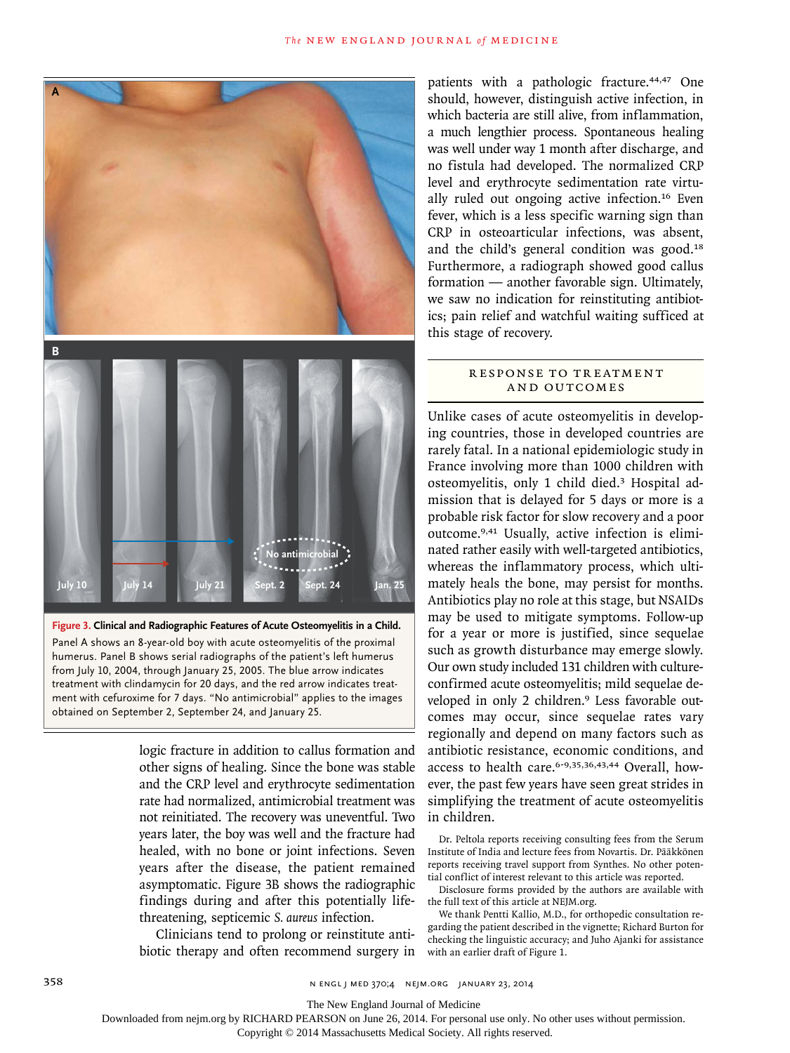Figure 3. Clinical and Radiographic Features of Acute Osteomyelitis in a Child.

Panel A shows an 8-year-old boy with acute osteomyelitis of the proximal humerus. Panel B shows serial radiographs of the patient's left humerus from July 10, 2004, through January 25, 2005. The blue arrow indicates treatment with clindamycin for 20 days, and the red arrow indicates treatment with cefuroxime for 7 days. "No antimicrobial" applies to the images obtained on September 2, September 24, and January 25.

logic fracture in addition to callus formation and other signs of healing. Since the bone was stable and the CRP level and erythrocyte sedimentation rate had normalized, antimicrobial treatment was not reinitiated. The recovery was uneventful. Two years later, the boy was well and the fracture had healed, with no bone or joint infections. Seven years after the disease, the patient remained asymptomatic. Figure 3B shows the radiographic findings during and after this potentially life-threatening, septicemic *S. aureus* infection.

Clinicians tend to prolong or reinstitute antibiotic therapy and often recommend surgery in patients with a pathologic fracture.[44,47] One should, however, distinguish active infection, in which bacteria are still alive, from inflammation, a much lengthier process. Spontaneous healing was well under way 1 month after discharge, and no fistula had developed. The normalized CRP level and erythrocyte sedimentation rate virtually ruled out ongoing active infection.[16] Even fever, which is a less specific warning sign than CRP in osteoarticular infections, was absent, and the child's general condition was good.[18] Furthermore, a radiograph showed good callus formation — another favorable sign. Ultimately, we saw no indication for reinstituting antibiotics; pain relief and watchful waiting sufficed at this stage of recovery.

## RESPONSE TO TREATMENT AND OUTCOMES

Unlike cases of acute osteomyelitis in developing countries, those in developed countries are rarely fatal. In a national epidemiologic study in France involving more than 1000 children with osteomyelitis, only 1 child died.[3] Hospital admission that is delayed for 5 days or more is a probable risk factor for slow recovery and a poor outcome.[9,41] Usually, active infection is eliminated rather easily with well-targeted antibiotics, whereas the inflammatory process, which ultimately heals the bone, may persist for months. Antibiotics play no role at this stage, but NSAIDs may be used to mitigate symptoms. Follow-up for a year or more is justified, since sequelae such as growth disturbance may emerge slowly. Our own study included 131 children with culture-confirmed acute osteomyelitis; mild sequelae developed in only 2 children.[9] Less favorable outcomes may occur, since sequelae rates vary regionally and depend on many factors such as antibiotic resistance, economic conditions, and access to health care.[6-9,35,36,43,44] Overall, however, the past few years have seen great strides in simplifying the treatment of acute osteomyelitis in children.

Dr. Peltola reports receiving consulting fees from the Serum Institute of India and lecture fees from Novartis. Dr. Pääkkönen reports receiving travel support from Synthes. No other potential conflict of interest relevant to this article was reported.

Disclosure forms provided by the authors are available with the full text of this article at NEJM.org.

We thank Pentti Kallio, M.D., for orthopedic consultation regarding the patient described in the vignette; Richard Burton for checking the linguistic accuracy; and Juho Ajanki for assistance with an earlier draft of Figure 1.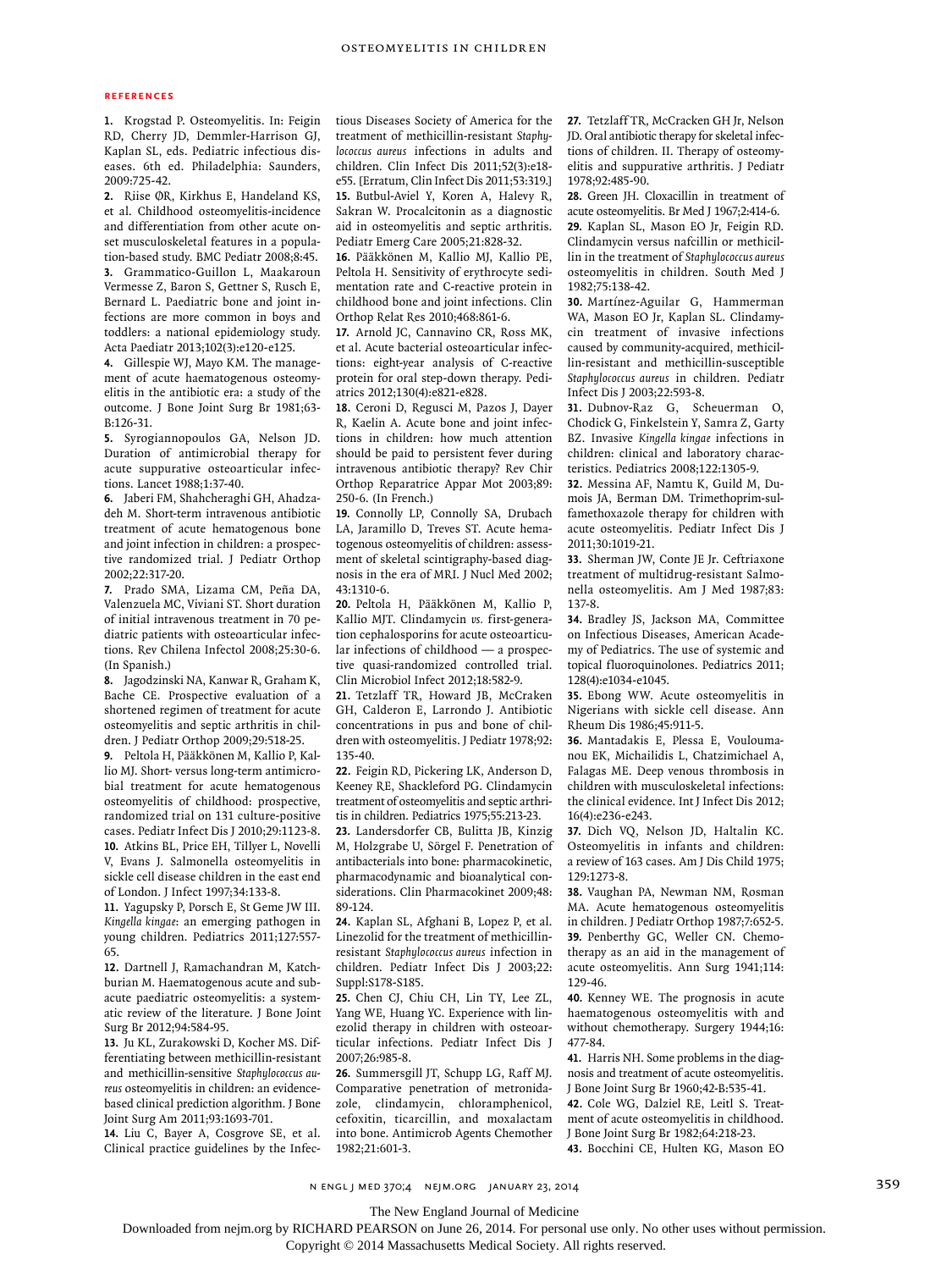## References

1. Krogstad P. Osteomyelitis. In: Feigin RD, Cherry JD, Demmler-Harrison GJ, Kaplan SL, eds. Pediatric infectious diseases. 6th ed. Philadelphia: Saunders, 2009:725-42.
2. Riise ØR, Kirkhus E, Handeland KS, et al. Childhood osteomyelitis-incidence and differentiation from other acute onset musculoskeletal features in a population-based study. BMC Pediatr 2008;8:45.
3. Grammatico-Guillon L, Maakaroun Vermesse Z, Baron S, Gettner S, Rusch E, Bernard L. Paediatric bone and joint infections are more common in boys and toddlers: a national epidemiology study. Acta Paediatr 2013;102(3):e120-e125.
4. Gillespie WJ, Mayo KM. The management of acute haematogenous osteomyelitis in the antibiotic era: a study of the outcome. J Bone Joint Surg Br 1981;63-B:126-31.
5. Syrogiannopoulos GA, Nelson JD. Duration of antimicrobial therapy for acute suppurative osteoarticular infections. Lancet 1988;1:37-40.
6. Jaberi FM, Shahcheraghi GH, Ahadzadeh M. Short-term intravenous antibiotic treatment of acute hematogenous bone and joint infection in children: a prospective randomized trial. J Pediatr Orthop 2002;22:317-20.
7. Prado SMA, Lizama CM, Peña DA, Valenzuela MC, Viviani ST. Short duration of initial intravenous treatment in 70 pediatric patients with osteoarticular infections. Rev Chilena Infectol 2008;25:30-6. (In Spanish.)
8. Jagodzinski NA, Kanwar R, Graham K, Bache CE. Prospective evaluation of a shortened regimen of treatment for acute osteomyelitis and septic arthritis in children. J Pediatr Orthop 2009;29:518-25.
9. Peltola H, Pääkkönen M, Kallio P, Kallio MJ. Short- versus long-term antimicrobial treatment for acute hematogenous osteomyelitis of childhood: prospective, randomized trial on 131 culture-positive cases. Pediatr Infect Dis J 2010;29:1123-8.
10. Atkins BL, Price EH, Tillyer L, Novelli V, Evans J. Salmonella osteomyelitis in sickle cell disease children in the east end of London. J Infect 1997;34:133-8.
11. Yagupsky P, Porsch E, St Geme JW III. *Kingella kingae*: an emerging pathogen in young children. Pediatrics 2011;127:557-65.
12. Dartnell J, Ramachandran M, Katchburian M. Haematogenous acute and subacute paediatric osteomyelitis: a systematic review of the literature. J Bone Joint Surg Br 2012;94:584-95.
13. Ju KL, Zurakowski D, Kocher MS. Differentiating between methicillin-resistant and methicillin-sensitive *Staphylococcus aureus* osteomyelitis in children: an evidence-based clinical prediction algorithm. J Bone Joint Surg Am 2011;93:1693-701.
14. Liu C, Bayer A, Cosgrove SE, et al. Clinical practice guidelines by the Infectious Diseases Society of America for the treatment of methicillin-resistant *Staphylococcus aureus* infections in adults and children. Clin Infect Dis 2011;52(3):e18-e55. [Erratum, Clin Infect Dis 2011;53:319.]
15. Butbul-Aviel Y, Koren A, Halevy R, Sakran W. Procalcitonin as a diagnostic aid in osteomyelitis and septic arthritis. Pediatr Emerg Care 2005;21:828-32.
16. Pääkkönen M, Kallio MJ, Kallio PE, Peltola H. Sensitivity of erythrocyte sedimentation rate and C-reactive protein in childhood bone and joint infections. Clin Orthop Relat Res 2010;468:861-6.
17. Arnold JC, Cannavino CR, Ross MK, et al. Acute bacterial osteoarticular infections: eight-year analysis of C-reactive protein for oral step-down therapy. Pediatrics 2012;130(4):e821-e828.
18. Ceroni D, Regusci M, Pazos J, Dayer R, Kaelin A. Acute bone and joint infections in children: how much attention should be paid to persistent fever during intravenous antibiotic therapy? Rev Chir Orthop Reparatrice Appar Mot 2003;89:250-6. (In French.)
19. Connolly LP, Connolly SA, Drubach LA, Jaramillo D, Treves ST. Acute hematogenous osteomyelitis of children: assessment of skeletal scintigraphy-based diagnosis in the era of MRI. J Nucl Med 2002;43:1310-6.
20. Peltola H, Pääkkönen M, Kallio P, Kallio MJT. Clindamycin *vs.* first-generation cephalosporins for acute osteoarticular infections of childhood — a prospective quasi-randomized controlled trial. Clin Microbiol Infect 2012;18:582-9.
21. Tetzlaff TR, Howard JB, McCraken GH, Calderon E, Larrondo J. Antibiotic concentrations in pus and bone of children with osteomyelitis. J Pediatr 1978;92:135-40.
22. Feigin RD, Pickering LK, Anderson D, Keeney RE, Shackleford PG. Clindamycin treatment of osteomyelitis and septic arthritis in children. Pediatrics 1975;55:213-23.
23. Landersdorfer CB, Bulitta JB, Kinzig M, Holzgrabe U, Sörgel F. Penetration of antibacterials into bone: pharmacokinetic, pharmacodynamic and bioanalytical considerations. Clin Pharmacokinet 2009;48:89-124.
24. Kaplan SL, Afghani B, Lopez P, et al. Linezolid for the treatment of methicillin-resistant *Staphylococcus aureus* infection in children. Pediatr Infect Dis J 2003;22:Suppl:S178-S185.
25. Chen CJ, Chiu CH, Lin TY, Lee ZL, Yang WE, Huang YC. Experience with linezolid therapy in children with osteoarticular infections. Pediatr Infect Dis J 2007;26:985-8.
26. Summersgill JT, Schupp LG, Raff MJ. Comparative penetration of metronidazole, clindamycin, chloramphenicol, cefoxitin, ticarcillin, and moxalactam into bone. Antimicrob Agents Chemother 1982;21:601-3.
27. Tetzlaff TR, McCracken GH Jr, Nelson JD. Oral antibiotic therapy for skeletal infections of children. II. Therapy of osteomyelitis and suppurative arthritis. J Pediatr 1978;92:485-90.
28. Green JH. Cloxacillin in treatment of acute osteomyelitis. Br Med J 1967;2:414-6.
29. Kaplan SL, Mason EO Jr, Feigin RD. Clindamycin versus nafcillin or methicillin in the treatment of *Staphylococcus aureus* osteomyelitis in children. South Med J 1982;75:138-42.
30. Martínez-Aguilar G, Hammerman WA, Mason EO Jr, Kaplan SL. Clindamycin treatment of invasive infections caused by community-acquired, methicillin-resistant and methicillin-susceptible *Staphylococcus aureus* in children. Pediatr Infect Dis J 2003;22:593-8.
31. Dubnov-Raz G, Scheuerman O, Chodick G, Finkelstein Y, Samra Z, Garty BZ. Invasive *Kingella kingae* infections in children: clinical and laboratory characteristics. Pediatrics 2008;122:1305-9.
32. Messina AF, Namtu K, Guild M, Dumois JA, Berman DM. Trimethoprim-sulfamethoxazole therapy for children with acute osteomyelitis. Pediatr Infect Dis J 2011;30:1019-21.
33. Sherman JW, Conte JE Jr. Ceftriaxone treatment of multidrug-resistant Salmonella osteomyelitis. Am J Med 1987;83:137-8.
34. Bradley JS, Jackson MA, Committee on Infectious Diseases, American Academy of Pediatrics. The use of systemic and topical fluoroquinolones. Pediatrics 2011;128(4):e1034-e1045.
35. Ebong WW. Acute osteomyelitis in Nigerians with sickle cell disease. Ann Rheum Dis 1986;45:911-5.
36. Mantadakis E, Plessa E, Vouloumanou EK, Michailidis L, Chatzimichael A, Falagas ME. Deep venous thrombosis in children with musculoskeletal infections: the clinical evidence. Int J Infect Dis 2012;16(4):e236-e243.
37. Dich VQ, Nelson JD, Haltalin KC. Osteomyelitis in infants and children: a review of 163 cases. Am J Dis Child 1975;129:1273-8.
38. Vaughan PA, Newman NM, Rosman MA. Acute hematogenous osteomyelitis in children. J Pediatr Orthop 1987;7:652-5.
39. Penberthy GC, Weller CN. Chemotherapy as an aid in the management of acute osteomyelitis. Ann Surg 1941;114:129-46.
40. Kenney WE. The prognosis in acute haematogenous osteomyelitis with and without chemotherapy. Surgery 1944;16:477-84.
41. Harris NH. Some problems in the diagnosis and treatment of acute osteomyelitis. J Bone Joint Surg Br 1960;42-B:535-41.
42. Cole WG, Dalziel RE, Leitl S. Treatment of acute osteomyelitis in childhood. J Bone Joint Surg Br 1982;64:218-23.
43. Bocchini CE, Hulten KG, Mason EO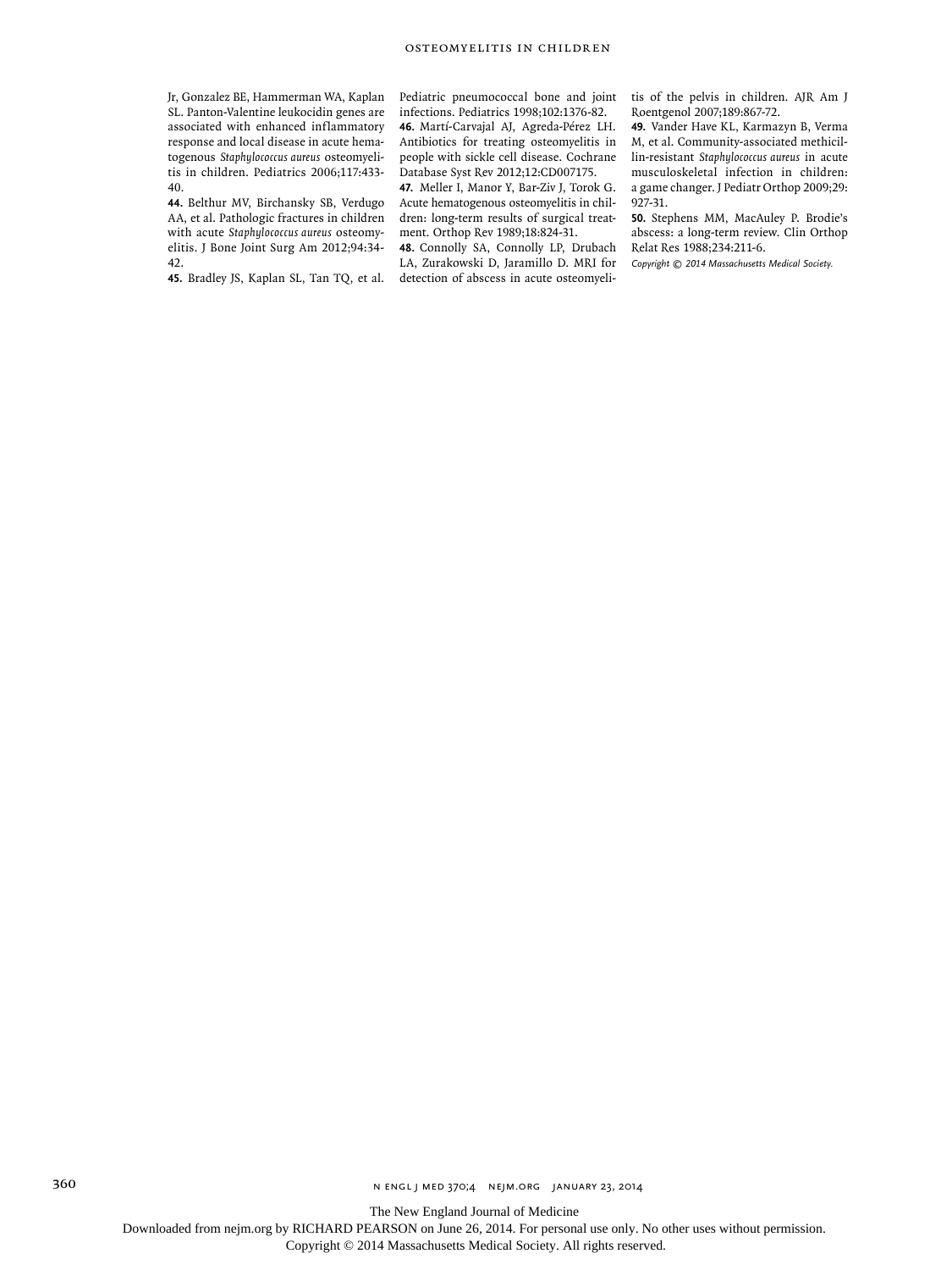Jr, Gonzalez BE, Hammerman WA, Kaplan SL. Panton-Valentine leukocidin genes are associated with enhanced inflammatory response and local disease in acute hematogenous *Staphylococcus aureus* osteomyelitis in children. Pediatrics 2006;117:433-40.

**44.** Belthur MV, Birchansky SB, Verdugo AA, et al. Pathologic fractures in children with acute *Staphylococcus aureus* osteomyelitis. J Bone Joint Surg Am 2012;94:34-42.

**45.** Bradley JS, Kaplan SL, Tan TQ, et al. Pediatric pneumococcal bone and joint infections. Pediatrics 1998;102:1376-82.

**46.** Martí-Carvajal AJ, Agreda-Pérez LH. Antibiotics for treating osteomyelitis in people with sickle cell disease. Cochrane Database Syst Rev 2012;12:CD007175.

**47.** Meller I, Manor Y, Bar-Ziv J, Torok G. Acute hematogenous osteomyelitis in children: long-term results of surgical treatment. Orthop Rev 1989;18:824-31.

**48.** Connolly SA, Connolly LP, Drubach LA, Zurakowski D, Jaramillo D. MRI for detection of abscess in acute osteomyelitis of the pelvis in children. AJR Am J Roentgenol 2007;189:867-72.

**49.** Vander Have KL, Karmazyn B, Verma M, et al. Community-associated methicillin-resistant *Staphylococcus aureus* in acute musculoskeletal infection in children: a game changer. J Pediatr Orthop 2009;29:927-31.

**50.** Stephens MM, MacAuley P. Brodie's abscess: a long-term review. Clin Orthop Relat Res 1988;234:211-6.

*Copyright © 2014 Massachusetts Medical Society.*